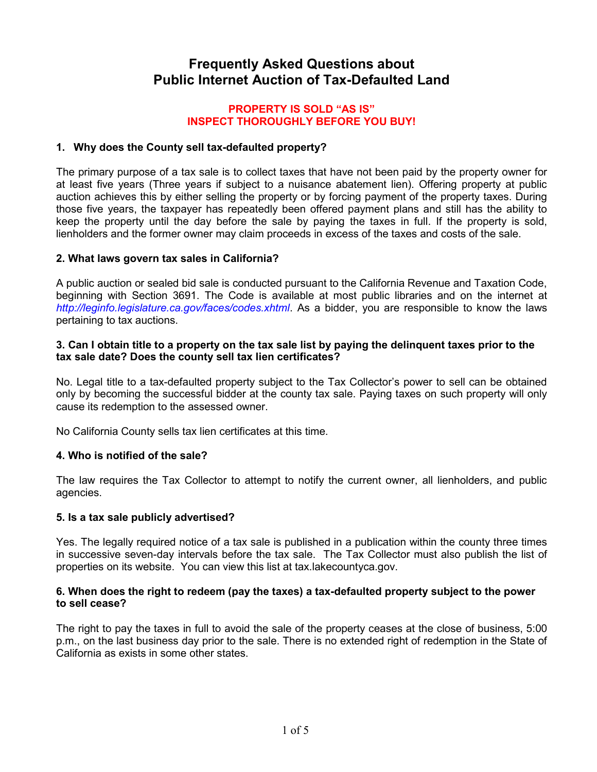# Frequently Asked Questions about Public Internet Auction of Tax-Defaulted Land

**PROPERTY IS SOLD "AS IS"**
**INSPECT THOROUGHLY BEFORE YOU BUY!**

### 1. Why does the County sell tax-defaulted property?

The primary purpose of a tax sale is to collect taxes that have not been paid by the property owner for at least five years (Three years if subject to a nuisance abatement lien). Offering property at public auction achieves this by either selling the property or by forcing payment of the property taxes. During those five years, the taxpayer has repeatedly been offered payment plans and still has the ability to keep the property until the day before the sale by paying the taxes in full. If the property is sold, lienholders and the former owner may claim proceeds in excess of the taxes and costs of the sale.

### 2. What laws govern tax sales in California?

A public auction or sealed bid sale is conducted pursuant to the California Revenue and Taxation Code, beginning with Section 3691. The Code is available at most public libraries and on the internet at *http://leginfo.legislature.ca.gov/faces/codes.xhtml*. As a bidder, you are responsible to know the laws pertaining to tax auctions.

### 3. Can I obtain title to a property on the tax sale list by paying the delinquent taxes prior to the tax sale date? Does the county sell tax lien certificates?

No. Legal title to a tax-defaulted property subject to the Tax Collector's power to sell can be obtained only by becoming the successful bidder at the county tax sale. Paying taxes on such property will only cause its redemption to the assessed owner.

No California County sells tax lien certificates at this time.

### 4. Who is notified of the sale?

The law requires the Tax Collector to attempt to notify the current owner, all lienholders, and public agencies.

### 5. Is a tax sale publicly advertised?

Yes. The legally required notice of a tax sale is published in a publication within the county three times in successive seven-day intervals before the tax sale. The Tax Collector must also publish the list of properties on its website. You can view this list at tax.lakecountyca.gov.

### 6. When does the right to redeem (pay the taxes) a tax-defaulted property subject to the power to sell cease?

The right to pay the taxes in full to avoid the sale of the property ceases at the close of business, 5:00 p.m., on the last business day prior to the sale. There is no extended right of redemption in the State of California as exists in some other states.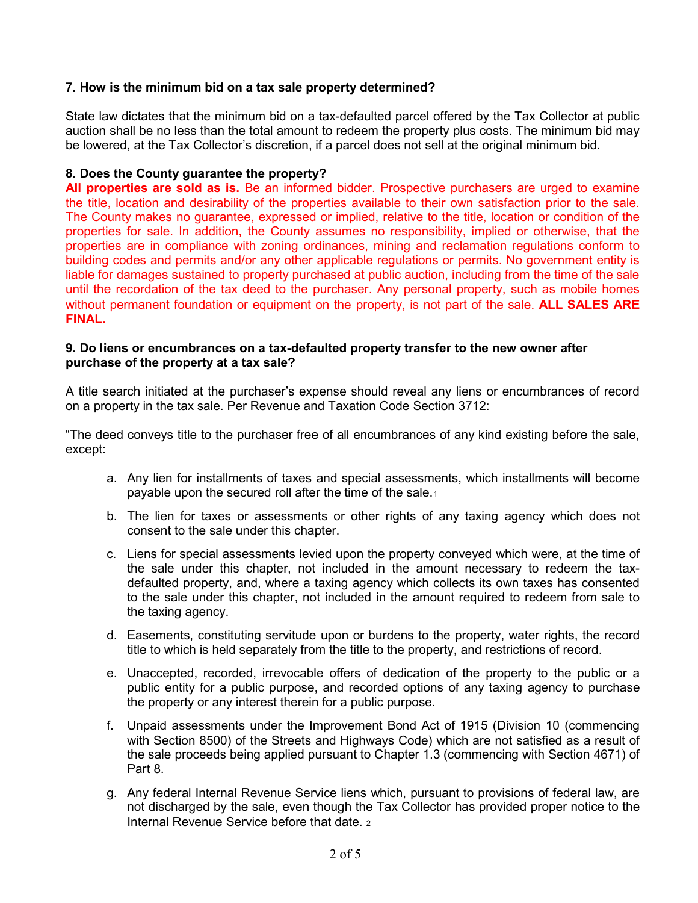**7. How is the minimum bid on a tax sale property determined?**

State law dictates that the minimum bid on a tax-defaulted parcel offered by the Tax Collector at public auction shall be no less than the total amount to redeem the property plus costs. The minimum bid may be lowered, at the Tax Collector's discretion, if a parcel does not sell at the original minimum bid.

**8. Does the County guarantee the property?**

**All properties are sold as is.** Be an informed bidder. Prospective purchasers are urged to examine the title, location and desirability of the properties available to their own satisfaction prior to the sale. The County makes no guarantee, expressed or implied, relative to the title, location or condition of the properties for sale. In addition, the County assumes no responsibility, implied or otherwise, that the properties are in compliance with zoning ordinances, mining and reclamation regulations conform to building codes and permits and/or any other applicable regulations or permits. No government entity is liable for damages sustained to property purchased at public auction, including from the time of the sale until the recordation of the tax deed to the purchaser. Any personal property, such as mobile homes without permanent foundation or equipment on the property, is not part of the sale. **ALL SALES ARE FINAL.**

**9. Do liens or encumbrances on a tax-defaulted property transfer to the new owner after purchase of the property at a tax sale?**

A title search initiated at the purchaser's expense should reveal any liens or encumbrances of record on a property in the tax sale. Per Revenue and Taxation Code Section 3712:

"The deed conveys title to the purchaser free of all encumbrances of any kind existing before the sale, except:

a. Any lien for installments of taxes and special assessments, which installments will become payable upon the secured roll after the time of the sale.[1]

b. The lien for taxes or assessments or other rights of any taxing agency which does not consent to the sale under this chapter.

c. Liens for special assessments levied upon the property conveyed which were, at the time of the sale under this chapter, not included in the amount necessary to redeem the tax-defaulted property, and, where a taxing agency which collects its own taxes has consented to the sale under this chapter, not included in the amount required to redeem from sale to the taxing agency.

d. Easements, constituting servitude upon or burdens to the property, water rights, the record title to which is held separately from the title to the property, and restrictions of record.

e. Unaccepted, recorded, irrevocable offers of dedication of the property to the public or a public entity for a public purpose, and recorded options of any taxing agency to purchase the property or any interest therein for a public purpose.

f. Unpaid assessments under the Improvement Bond Act of 1915 (Division 10 (commencing with Section 8500) of the Streets and Highways Code) which are not satisfied as a result of the sale proceeds being applied pursuant to Chapter 1.3 (commencing with Section 4671) of Part 8.

g. Any federal Internal Revenue Service liens which, pursuant to provisions of federal law, are not discharged by the sale, even though the Tax Collector has provided proper notice to the Internal Revenue Service before that date.[2]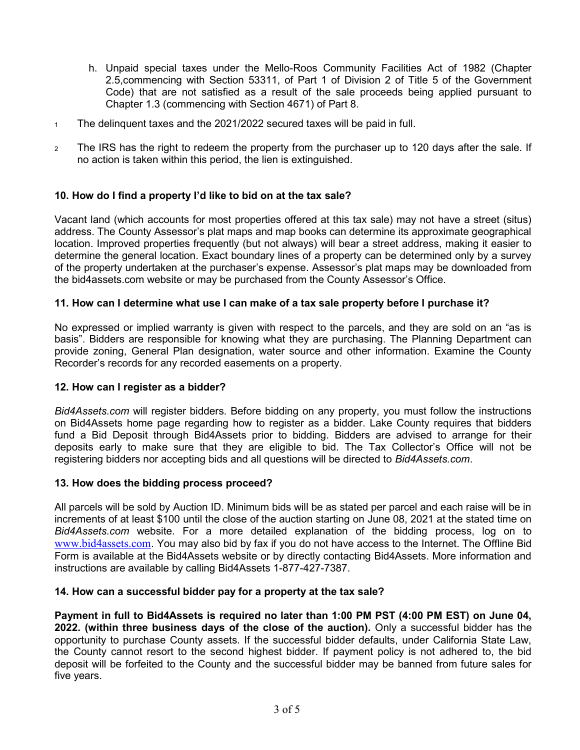h. Unpaid special taxes under the Mello-Roos Community Facilities Act of 1982 (Chapter 2.5,commencing with Section 53311, of Part 1 of Division 2 of Title 5 of the Government Code) that are not satisfied as a result of the sale proceeds being applied pursuant to Chapter 1.3 (commencing with Section 4671) of Part 8.

1 The delinquent taxes and the 2021/2022 secured taxes will be paid in full.

2 The IRS has the right to redeem the property from the purchaser up to 120 days after the sale. If no action is taken within this period, the lien is extinguished.

**10. How do I find a property I'd like to bid on at the tax sale?**

Vacant land (which accounts for most properties offered at this tax sale) may not have a street (situs) address. The County Assessor's plat maps and map books can determine its approximate geographical location. Improved properties frequently (but not always) will bear a street address, making it easier to determine the general location. Exact boundary lines of a property can be determined only by a survey of the property undertaken at the purchaser's expense. Assessor's plat maps may be downloaded from the bid4assets.com website or may be purchased from the County Assessor's Office.

**11. How can I determine what use I can make of a tax sale property before I purchase it?**

No expressed or implied warranty is given with respect to the parcels, and they are sold on an "as is basis". Bidders are responsible for knowing what they are purchasing. The Planning Department can provide zoning, General Plan designation, water source and other information. Examine the County Recorder's records for any recorded easements on a property.

**12. How can I register as a bidder?**

*Bid4Assets.com* will register bidders. Before bidding on any property, you must follow the instructions on Bid4Assets home page regarding how to register as a bidder. Lake County requires that bidders fund a Bid Deposit through Bid4Assets prior to bidding. Bidders are advised to arrange for their deposits early to make sure that they are eligible to bid. The Tax Collector's Office will not be registering bidders nor accepting bids and all questions will be directed to *Bid4Assets.com*.

**13. How does the bidding process proceed?**

All parcels will be sold by Auction ID. Minimum bids will be as stated per parcel and each raise will be in increments of at least $100 until the close of the auction starting on June 08, 2021 at the stated time on *Bid4Assets.com* website. For a more detailed explanation of the bidding process, log on to www.bid4assets.com. You may also bid by fax if you do not have access to the Internet. The Offline Bid Form is available at the Bid4Assets website or by directly contacting Bid4Assets. More information and instructions are available by calling Bid4Assets 1-877-427-7387.

**14. How can a successful bidder pay for a property at the tax sale?**

**Payment in full to Bid4Assets is required no later than 1:00 PM PST (4:00 PM EST) on June 04, 2022. (within three business days of the close of the auction).** Only a successful bidder has the opportunity to purchase County assets. If the successful bidder defaults, under California State Law, the County cannot resort to the second highest bidder. If payment policy is not adhered to, the bid deposit will be forfeited to the County and the successful bidder may be banned from future sales for five years.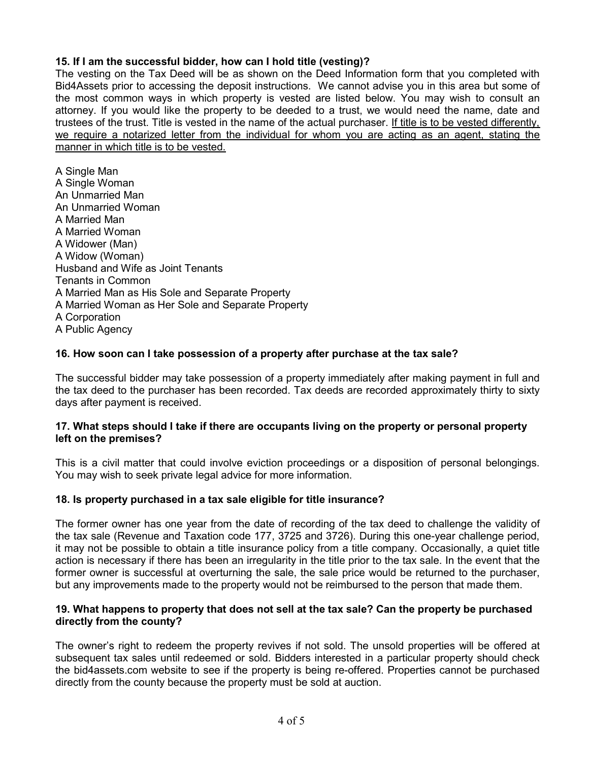**15. If I am the successful bidder, how can I hold title (vesting)?**

The vesting on the Tax Deed will be as shown on the Deed Information form that you completed with Bid4Assets prior to accessing the deposit instructions. We cannot advise you in this area but some of the most common ways in which property is vested are listed below. You may wish to consult an attorney. If you would like the property to be deeded to a trust, we would need the name, date and trustees of the trust. Title is vested in the name of the actual purchaser. <u>If title is to be vested differently, we require a notarized letter from the individual for whom you are acting as an agent, stating the manner in which title is to be vested.</u>

A Single Man
A Single Woman
An Unmarried Man
An Unmarried Woman
A Married Man
A Married Woman
A Widower (Man)
A Widow (Woman)
Husband and Wife as Joint Tenants
Tenants in Common
A Married Man as His Sole and Separate Property
A Married Woman as Her Sole and Separate Property
A Corporation
A Public Agency

**16. How soon can I take possession of a property after purchase at the tax sale?**

The successful bidder may take possession of a property immediately after making payment in full and the tax deed to the purchaser has been recorded. Tax deeds are recorded approximately thirty to sixty days after payment is received.

**17. What steps should I take if there are occupants living on the property or personal property left on the premises?**

This is a civil matter that could involve eviction proceedings or a disposition of personal belongings. You may wish to seek private legal advice for more information.

**18. Is property purchased in a tax sale eligible for title insurance?**

The former owner has one year from the date of recording of the tax deed to challenge the validity of the tax sale (Revenue and Taxation code 177, 3725 and 3726). During this one-year challenge period, it may not be possible to obtain a title insurance policy from a title company. Occasionally, a quiet title action is necessary if there has been an irregularity in the title prior to the tax sale. In the event that the former owner is successful at overturning the sale, the sale price would be returned to the purchaser, but any improvements made to the property would not be reimbursed to the person that made them.

**19. What happens to property that does not sell at the tax sale? Can the property be purchased directly from the county?**

The owner's right to redeem the property revives if not sold. The unsold properties will be offered at subsequent tax sales until redeemed or sold. Bidders interested in a particular property should check the bid4assets.com website to see if the property is being re-offered. Properties cannot be purchased directly from the county because the property must be sold at auction.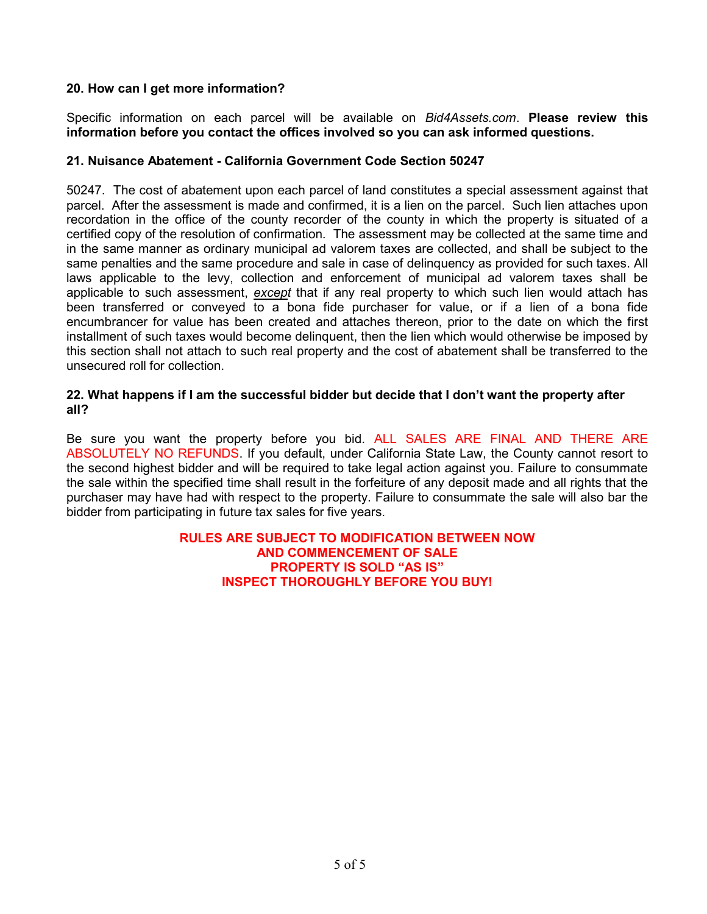**20. How can I get more information?**

Specific information on each parcel will be available on *Bid4Assets.com*. **Please review this information before you contact the offices involved so you can ask informed questions.**

**21. Nuisance Abatement - California Government Code Section 50247**

50247. The cost of abatement upon each parcel of land constitutes a special assessment against that parcel. After the assessment is made and confirmed, it is a lien on the parcel. Such lien attaches upon recordation in the office of the county recorder of the county in which the property is situated of a certified copy of the resolution of confirmation. The assessment may be collected at the same time and in the same manner as ordinary municipal ad valorem taxes are collected, and shall be subject to the same penalties and the same procedure and sale in case of delinquency as provided for such taxes. All laws applicable to the levy, collection and enforcement of municipal ad valorem taxes shall be applicable to such assessment, ***except*** that if any real property to which such lien would attach has been transferred or conveyed to a bona fide purchaser for value, or if a lien of a bona fide encumbrancer for value has been created and attaches thereon, prior to the date on which the first installment of such taxes would become delinquent, then the lien which would otherwise be imposed by this section shall not attach to such real property and the cost of abatement shall be transferred to the unsecured roll for collection.

**22. What happens if I am the successful bidder but decide that I don't want the property after all?**

Be sure you want the property before you bid. ALL SALES ARE FINAL AND THERE ARE ABSOLUTELY NO REFUNDS. If you default, under California State Law, the County cannot resort to the second highest bidder and will be required to take legal action against you. Failure to consummate the sale within the specified time shall result in the forfeiture of any deposit made and all rights that the purchaser may have had with respect to the property. Failure to consummate the sale will also bar the bidder from participating in future tax sales for five years.

**RULES ARE SUBJECT TO MODIFICATION BETWEEN NOW AND COMMENCEMENT OF SALE**
**PROPERTY IS SOLD "AS IS"**
**INSPECT THOROUGHLY BEFORE YOU BUY!**